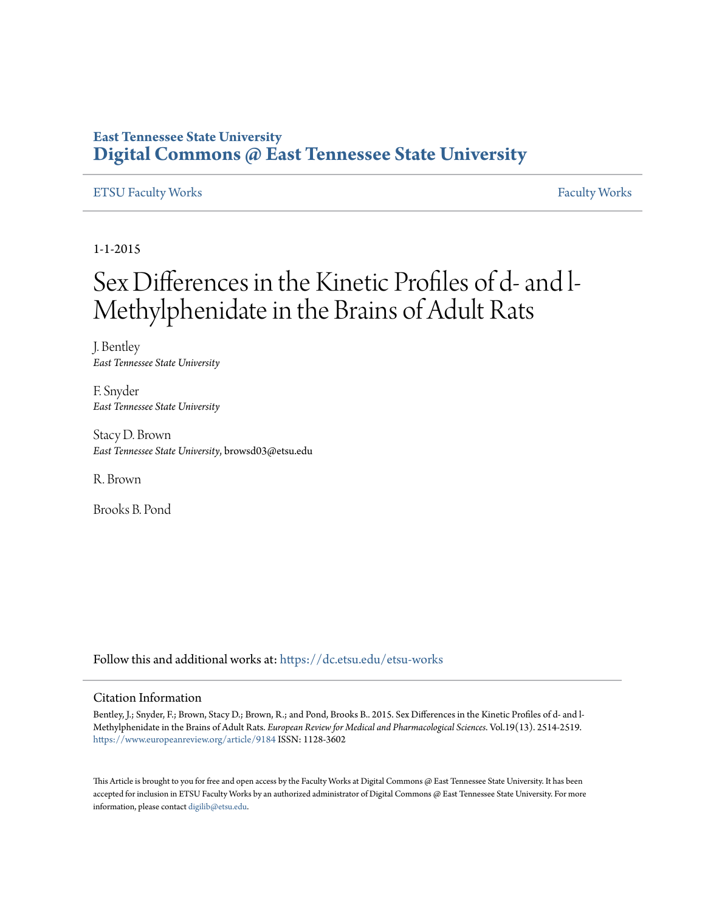**East Tennessee State University**
# Digital Commons @ East Tennessee State University

ETSU Faculty Works | Faculty Works

1-1-2015

# Sex Differences in the Kinetic Profiles of d- and l-Methylphenidate in the Brains of Adult Rats

J. Bentley
*East Tennessee State University*

F. Snyder
*East Tennessee State University*

Stacy D. Brown
*East Tennessee State University*, browsd03@etsu.edu

R. Brown

Brooks B. Pond

Follow this and additional works at: https://dc.etsu.edu/etsu-works

## Citation Information

Bentley, J.; Snyder, F.; Brown, Stacy D.; Brown, R.; and Pond, Brooks B.. 2015. Sex Differences in the Kinetic Profiles of d- and l-Methylphenidate in the Brains of Adult Rats. *European Review for Medical and Pharmacological Sciences*. Vol.19(13). 2514-2519. https://www.europeanreview.org/article/9184 ISSN: 1128-3602

This Article is brought to you for free and open access by the Faculty Works at Digital Commons @ East Tennessee State University. It has been accepted for inclusion in ETSU Faculty Works by an authorized administrator of Digital Commons @ East Tennessee State University. For more information, please contact digilib@etsu.edu.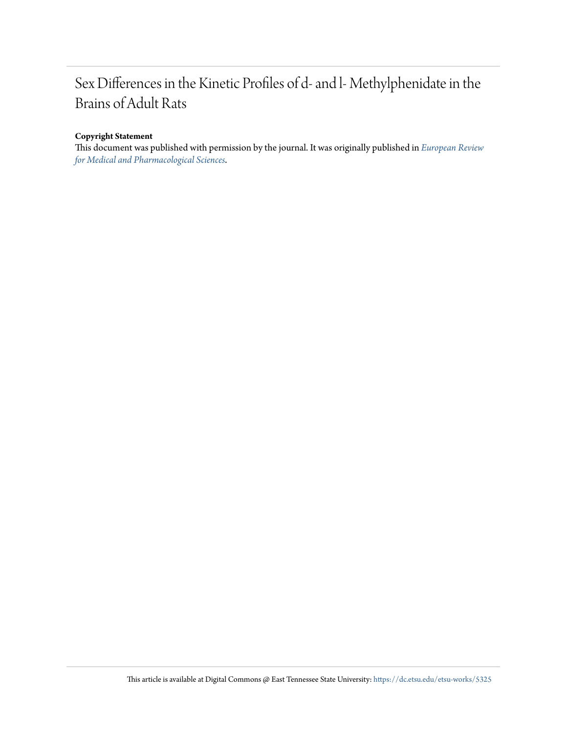# Sex Differences in the Kinetic Profiles of d- and l- Methylphenidate in the Brains of Adult Rats

**Copyright Statement**

This document was published with permission by the journal. It was originally published in *European Review for Medical and Pharmacological Sciences*.

This article is available at Digital Commons @ East Tennessee State University: https://dc.etsu.edu/etsu-works/5325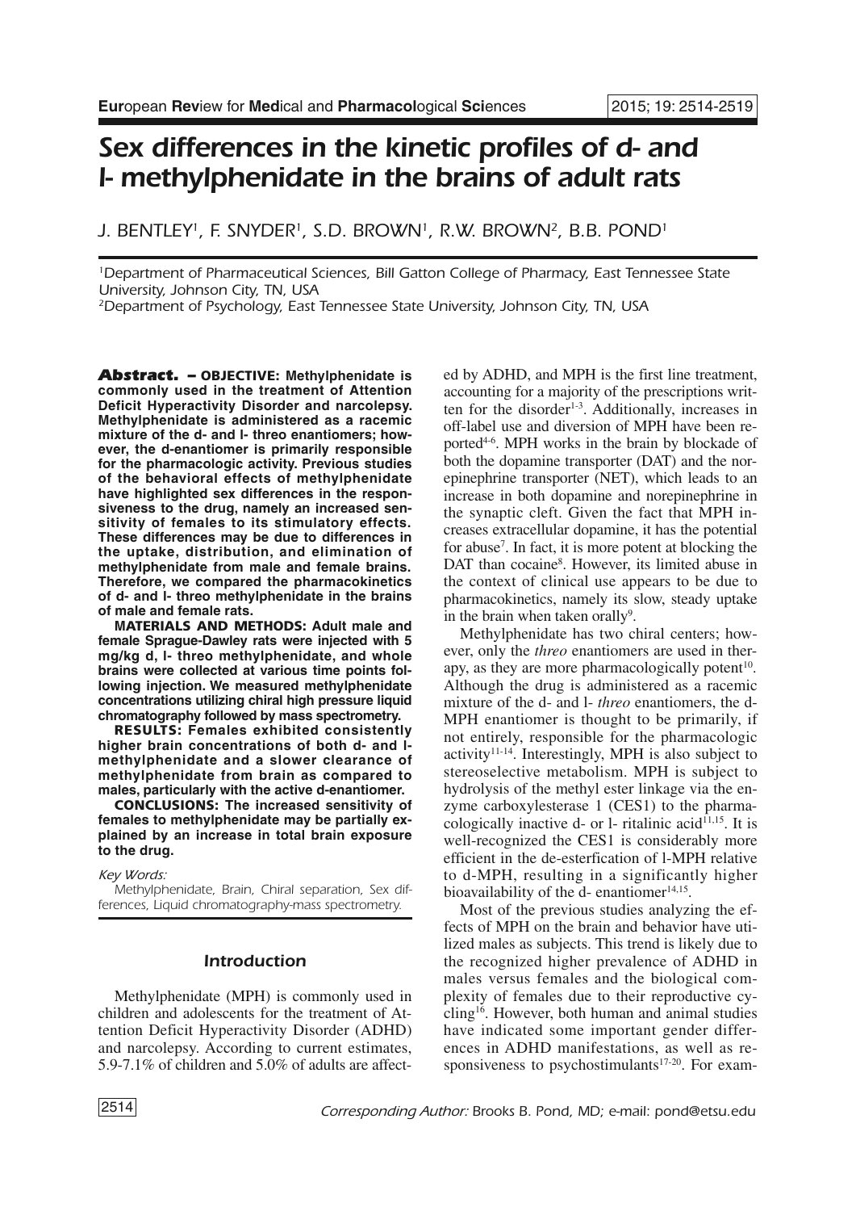# Sex differences in the kinetic profiles of d- and l- methylphenidate in the brains of adult rats

J. BENTLEY[1], F. SNYDER[1], S.D. BROWN[1], R.W. BROWN[2], B.B. POND[1]

[1]Department of Pharmaceutical Sciences, Bill Gatton College of Pharmacy, East Tennessee State University, Johnson City, TN, USA

[2]Department of Psychology, East Tennessee State University, Johnson City, TN, USA

**Abstract. – OBJECTIVE: Methylphenidate is commonly used in the treatment of Attention Deficit Hyperactivity Disorder and narcolepsy. Methylphenidate is administered as a racemic mixture of the d- and l- threo enantiomers; however, the d-enantiomer is primarily responsible for the pharmacologic activity. Previous studies of the behavioral effects of methylphenidate have highlighted sex differences in the responsiveness to the drug, namely an increased sensitivity of females to its stimulatory effects. These differences may be due to differences in the uptake, distribution, and elimination of methylphenidate from male and female brains. Therefore, we compared the pharmacokinetics of d- and l- threo methylphenidate in the brains of male and female rats.**

**MATERIALS AND METHODS: Adult male and female Sprague-Dawley rats were injected with 5 mg/kg d, l- threo methylphenidate, and whole brains were collected at various time points following injection. We measured methylphenidate concentrations utilizing chiral high pressure liquid chromatography followed by mass spectrometry.**

**RESULTS: Females exhibited consistently higher brain concentrations of both d- and l-methylphenidate and a slower clearance of methylphenidate from brain as compared to males, particularly with the active d-enantiomer.**

**CONCLUSIONS: The increased sensitivity of females to methylphenidate may be partially explained by an increase in total brain exposure to the drug.**

*Key Words:*

*Methylphenidate, Brain, Chiral separation, Sex differences, Liquid chromatography-mass spectrometry.*

## Introduction

Methylphenidate (MPH) is commonly used in children and adolescents for the treatment of Attention Deficit Hyperactivity Disorder (ADHD) and narcolepsy. According to current estimates, 5.9-7.1% of children and 5.0% of adults are affected by ADHD, and MPH is the first line treatment, accounting for a majority of the prescriptions written for the disorder[1-3]. Additionally, increases in off-label use and diversion of MPH have been reported[4-6]. MPH works in the brain by blockade of both the dopamine transporter (DAT) and the norepinephrine transporter (NET), which leads to an increase in both dopamine and norepinephrine in the synaptic cleft. Given the fact that MPH increases extracellular dopamine, it has the potential for abuse[7]. In fact, it is more potent at blocking the DAT than cocaine[8]. However, its limited abuse in the context of clinical use appears to be due to pharmacokinetics, namely its slow, steady uptake in the brain when taken orally[9].

Methylphenidate has two chiral centers; however, only the *threo* enantiomers are used in therapy, as they are more pharmacologically potent[10]. Although the drug is administered as a racemic mixture of the d- and l- *threo* enantiomers, the d-MPH enantiomer is thought to be primarily, if not entirely, responsible for the pharmacologic activity[11-14]. Interestingly, MPH is also subject to stereoselective metabolism. MPH is subject to hydrolysis of the methyl ester linkage via the enzyme carboxylesterase 1 (CES1) to the pharmacologically inactive d- or l- ritalinic acid[11,15]. It is well-recognized the CES1 is considerably more efficient in the de-esterfication of l-MPH relative to d-MPH, resulting in a significantly higher bioavailability of the d- enantiomer[14,15].

Most of the previous studies analyzing the effects of MPH on the brain and behavior have utilized males as subjects. This trend is likely due to the recognized higher prevalence of ADHD in males versus females and the biological complexity of females due to their reproductive cycling[16]. However, both human and animal studies have indicated some important gender differences in ADHD manifestations, as well as responsiveness to psychostimulants[17-20]. For exam-

*Corresponding Author:* Brooks B. Pond, MD; e-mail: pond@etsu.edu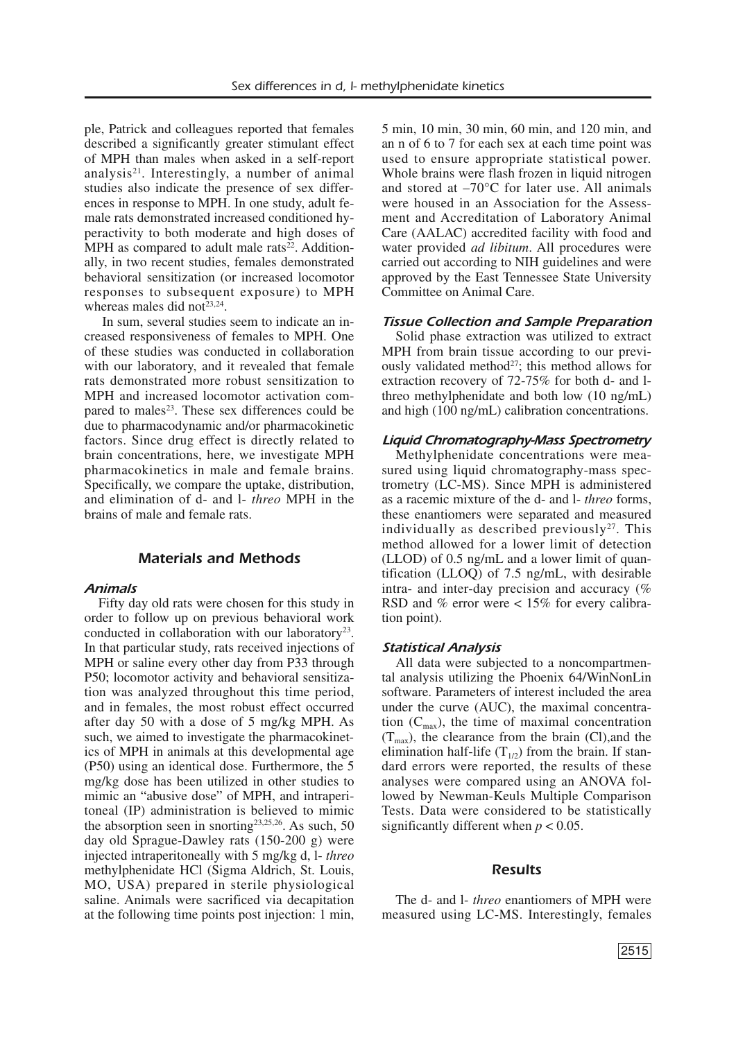ple, Patrick and colleagues reported that females described a significantly greater stimulant effect of MPH than males when asked in a self-report analysis[21]. Interestingly, a number of animal studies also indicate the presence of sex differences in response to MPH. In one study, adult female rats demonstrated increased conditioned hyperactivity to both moderate and high doses of MPH as compared to adult male rats[22]. Additionally, in two recent studies, females demonstrated behavioral sensitization (or increased locomotor responses to subsequent exposure) to MPH whereas males did not[23,24].

In sum, several studies seem to indicate an increased responsiveness of females to MPH. One of these studies was conducted in collaboration with our laboratory, and it revealed that female rats demonstrated more robust sensitization to MPH and increased locomotor activation compared to males[23]. These sex differences could be due to pharmacodynamic and/or pharmacokinetic factors. Since drug effect is directly related to brain concentrations, here, we investigate MPH pharmacokinetics in male and female brains. Specifically, we compare the uptake, distribution, and elimination of d- and l- *threo* MPH in the brains of male and female rats.

## Materials and Methods

### Animals

Fifty day old rats were chosen for this study in order to follow up on previous behavioral work conducted in collaboration with our laboratory[23]. In that particular study, rats received injections of MPH or saline every other day from P33 through P50; locomotor activity and behavioral sensitization was analyzed throughout this time period, and in females, the most robust effect occurred after day 50 with a dose of 5 mg/kg MPH. As such, we aimed to investigate the pharmacokinetics of MPH in animals at this developmental age (P50) using an identical dose. Furthermore, the 5 mg/kg dose has been utilized in other studies to mimic an "abusive dose" of MPH, and intraperitoneal (IP) administration is believed to mimic the absorption seen in snorting[23,25,26]. As such, 50 day old Sprague-Dawley rats (150-200 g) were injected intraperitoneally with 5 mg/kg d, l- *threo* methylphenidate HCl (Sigma Aldrich, St. Louis, MO, USA) prepared in sterile physiological saline. Animals were sacrificed via decapitation at the following time points post injection: 1 min, 5 min, 10 min, 30 min, 60 min, and 120 min, and an n of 6 to 7 for each sex at each time point was used to ensure appropriate statistical power. Whole brains were flash frozen in liquid nitrogen and stored at –70°C for later use. All animals were housed in an Association for the Assessment and Accreditation of Laboratory Animal Care (AALAC) accredited facility with food and water provided *ad libitum*. All procedures were carried out according to NIH guidelines and were approved by the East Tennessee State University Committee on Animal Care.

### Tissue Collection and Sample Preparation

Solid phase extraction was utilized to extract MPH from brain tissue according to our previously validated method[27]; this method allows for extraction recovery of 72-75% for both d- and l-threo methylphenidate and both low (10 ng/mL) and high (100 ng/mL) calibration concentrations.

### Liquid Chromatography-Mass Spectrometry

Methylphenidate concentrations were measured using liquid chromatography-mass spectrometry (LC-MS). Since MPH is administered as a racemic mixture of the d- and l- *threo* forms, these enantiomers were separated and measured individually as described previously[27]. This method allowed for a lower limit of detection (LLOD) of 0.5 ng/mL and a lower limit of quantification (LLOQ) of 7.5 ng/mL, with desirable intra- and inter-day precision and accuracy (% RSD and % error were < 15% for every calibration point).

### Statistical Analysis

All data were subjected to a noncompartmental analysis utilizing the Phoenix 64/WinNonLin software. Parameters of interest included the area under the curve (AUC), the maximal concentration ($C_{max}$), the time of maximal concentration ($T_{max}$), the clearance from the brain (Cl),and the elimination half-life ($T_{1/2}$) from the brain. If standard errors were reported, the results of these analyses were compared using an ANOVA followed by Newman-Keuls Multiple Comparison Tests. Data were considered to be statistically significantly different when $p < 0.05$.

## Results

The d- and l- *threo* enantiomers of MPH were measured using LC-MS. Interestingly, females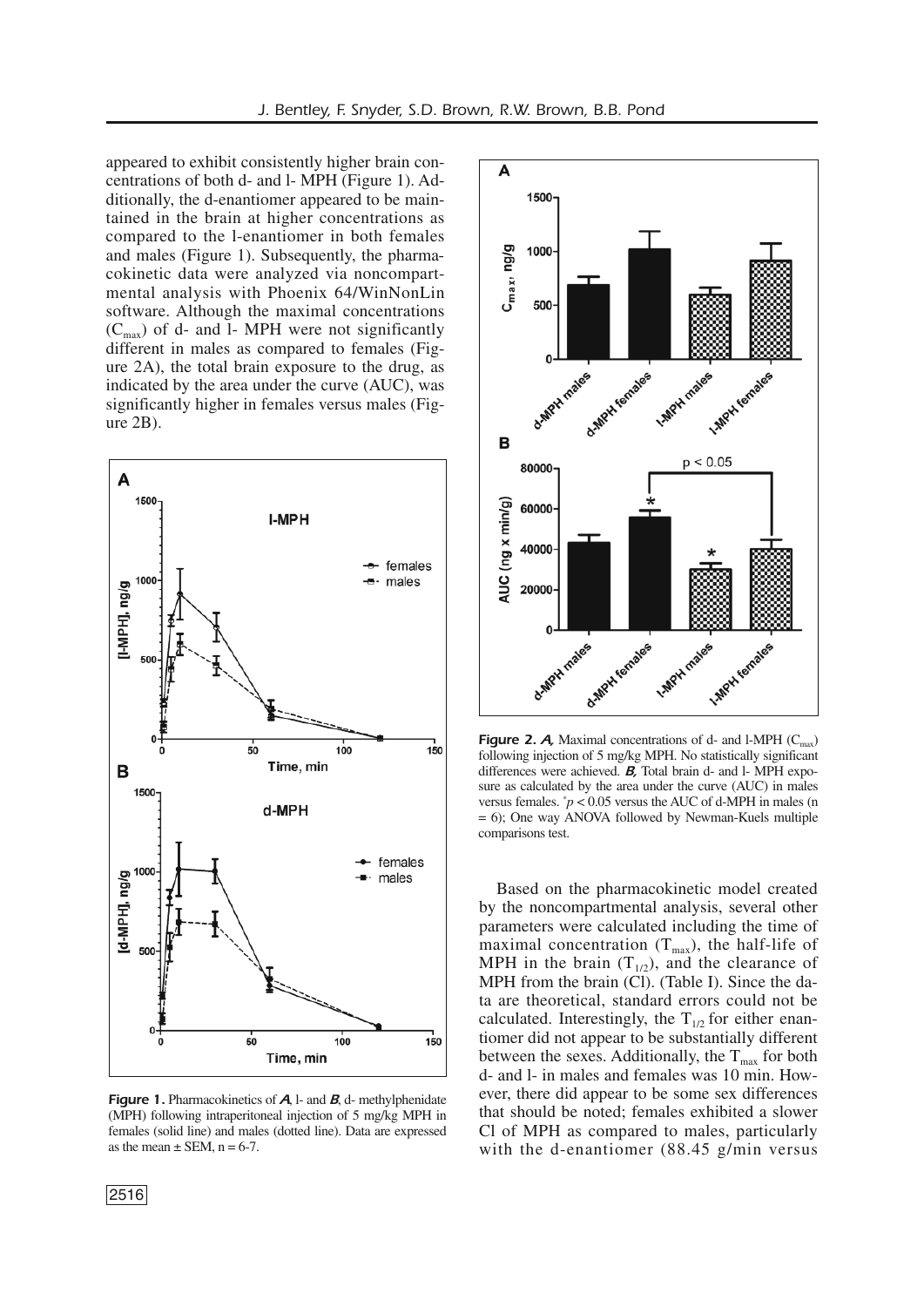appeared to exhibit consistently higher brain concentrations of both d- and l- MPH (Figure 1). Additionally, the d-enantiomer appeared to be maintained in the brain at higher concentrations as compared to the l-enantiomer in both females and males (Figure 1). Subsequently, the pharmacokinetic data were analyzed via noncompartmental analysis with Phoenix 64/WinNonLin software. Although the maximal concentrations ($C_{max}$) of d- and l- MPH were not significantly different in males as compared to females (Figure 2A), the total brain exposure to the drug, as indicated by the area under the curve (AUC), was significantly higher in females versus males (Figure 2B).

**Figure 1.** Pharmacokinetics of ***A***, l- and ***B***, d- methylphenidate (MPH) following intraperitoneal injection of 5 mg/kg MPH in females (solid line) and males (dotted line). Data are expressed as the mean ± SEM, n = 6-7.

**Figure 2.** ***A***, Maximal concentrations of d- and l-MPH ($C_{max}$) following injection of 5 mg/kg MPH. No statistically significant differences were achieved. ***B***, Total brain d- and l- MPH exposure as calculated by the area under the curve (AUC) in males versus females. *$p < 0.05$ versus the AUC of d-MPH in males (n = 6); One way ANOVA followed by Newman-Keuls multiple comparisons test.

Based on the pharmacokinetic model created by the noncompartmental analysis, several other parameters were calculated including the time of maximal concentration ($T_{max}$), the half-life of MPH in the brain ($T_{1/2}$), and the clearance of MPH from the brain (Cl). (Table I). Since the data are theoretical, standard errors could not be calculated. Interestingly, the $T_{1/2}$ for either enantiomer did not appear to be substantially different between the sexes. Additionally, the $T_{max}$ for both d- and l- in males and females was 10 min. However, there did appear to be some sex differences that should be noted; females exhibited a slower Cl of MPH as compared to males, particularly with the d-enantiomer (88.45 g/min versus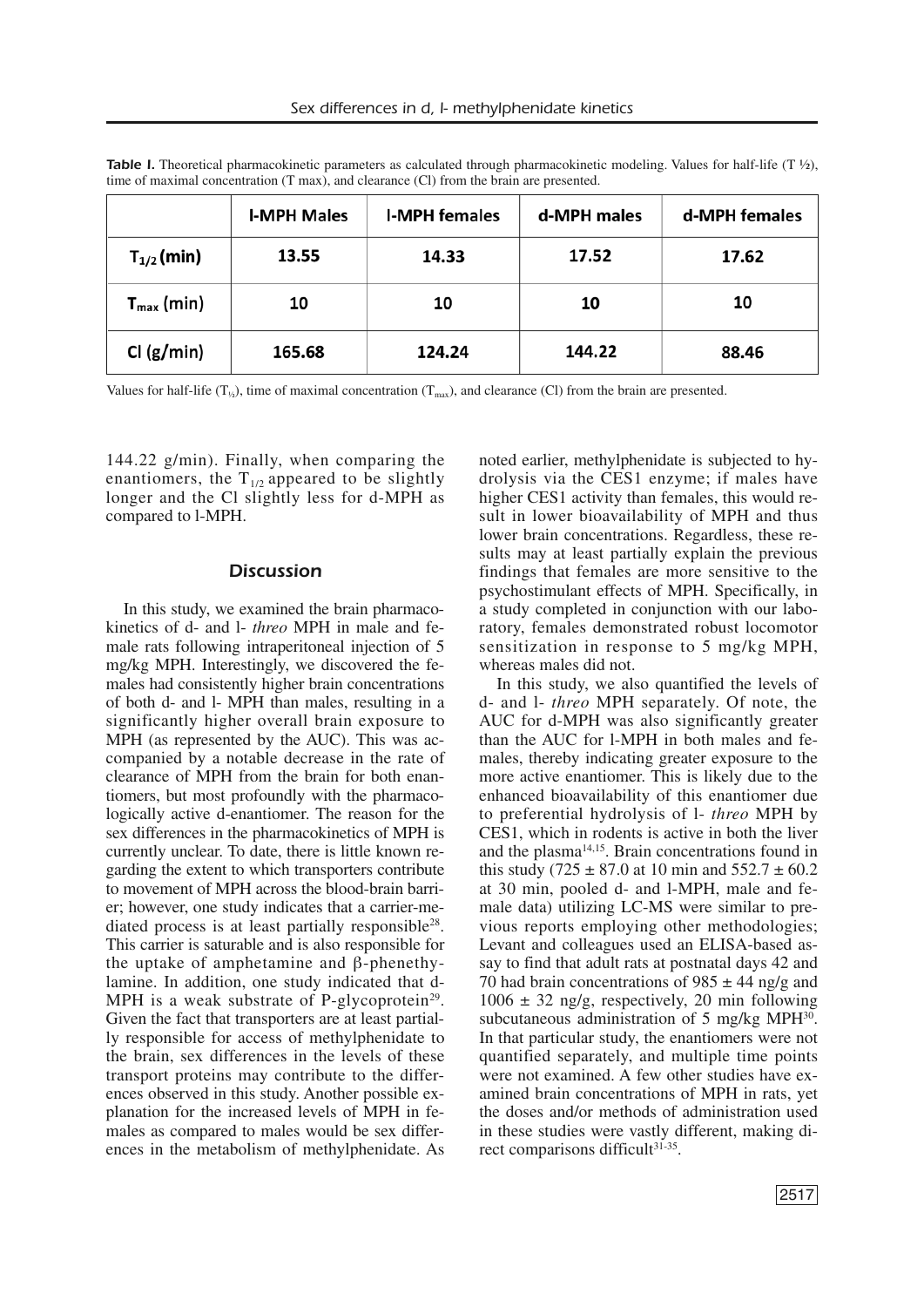**Table I.** Theoretical pharmacokinetic parameters as calculated through pharmacokinetic modeling. Values for half-life (T ½), time of maximal concentration (T max), and clearance (Cl) from the brain are presented.

| | l-MPH Males | l-MPH females | d-MPH males | d-MPH females |
|---|---|---|---|---|
| $T_{1/2}$ (min) | 13.55 | 14.33 | 17.52 | 17.62 |
| $T_{max}$ (min) | 10 | 10 | 10 | 10 |
| Cl (g/min) | 165.68 | 124.24 | 144.22 | 88.46 |

Values for half-life ($T_{1/2}$), time of maximal concentration ($T_{max}$), and clearance (Cl) from the brain are presented.

144.22 g/min). Finally, when comparing the enantiomers, the $T_{1/2}$ appeared to be slightly longer and the Cl slightly less for d-MPH as compared to l-MPH.

## Discussion

In this study, we examined the brain pharmacokinetics of d- and l- *threo* MPH in male and female rats following intraperitoneal injection of 5 mg/kg MPH. Interestingly, we discovered the females had consistently higher brain concentrations of both d- and l- MPH than males, resulting in a significantly higher overall brain exposure to MPH (as represented by the AUC). This was accompanied by a notable decrease in the rate of clearance of MPH from the brain for both enantiomers, but most profoundly with the pharmacologically active d-enantiomer. The reason for the sex differences in the pharmacokinetics of MPH is currently unclear. To date, there is little known regarding the extent to which transporters contribute to movement of MPH across the blood-brain barrier; however, one study indicates that a carrier-mediated process is at least partially responsible[28]. This carrier is saturable and is also responsible for the uptake of amphetamine and β-phenethylamine. In addition, one study indicated that d-MPH is a weak substrate of P-glycoprotein[29]. Given the fact that transporters are at least partially responsible for access of methylphenidate to the brain, sex differences in the levels of these transport proteins may contribute to the differences observed in this study. Another possible explanation for the increased levels of MPH in females as compared to males would be sex differences in the metabolism of methylphenidate. As noted earlier, methylphenidate is subjected to hydrolysis via the CES1 enzyme; if males have higher CES1 activity than females, this would result in lower bioavailability of MPH and thus lower brain concentrations. Regardless, these results may at least partially explain the previous findings that females are more sensitive to the psychostimulant effects of MPH. Specifically, in a study completed in conjunction with our laboratory, females demonstrated robust locomotor sensitization in response to 5 mg/kg MPH, whereas males did not.

In this study, we also quantified the levels of d- and l- *threo* MPH separately. Of note, the AUC for d-MPH was also significantly greater than the AUC for l-MPH in both males and females, thereby indicating greater exposure to the more active enantiomer. This is likely due to the enhanced bioavailability of this enantiomer due to preferential hydrolysis of l- *threo* MPH by CES1, which in rodents is active in both the liver and the plasma[14,15]. Brain concentrations found in this study (725 ± 87.0 at 10 min and 552.7 ± 60.2 at 30 min, pooled d- and l-MPH, male and female data) utilizing LC-MS were similar to previous reports employing other methodologies; Levant and colleagues used an ELISA-based assay to find that adult rats at postnatal days 42 and 70 had brain concentrations of 985 ± 44 ng/g and 1006 ± 32 ng/g, respectively, 20 min following subcutaneous administration of 5 mg/kg MPH[30]. In that particular study, the enantiomers were not quantified separately, and multiple time points were not examined. A few other studies have examined brain concentrations of MPH in rats, yet the doses and/or methods of administration used in these studies were vastly different, making direct comparisons difficult[31-35].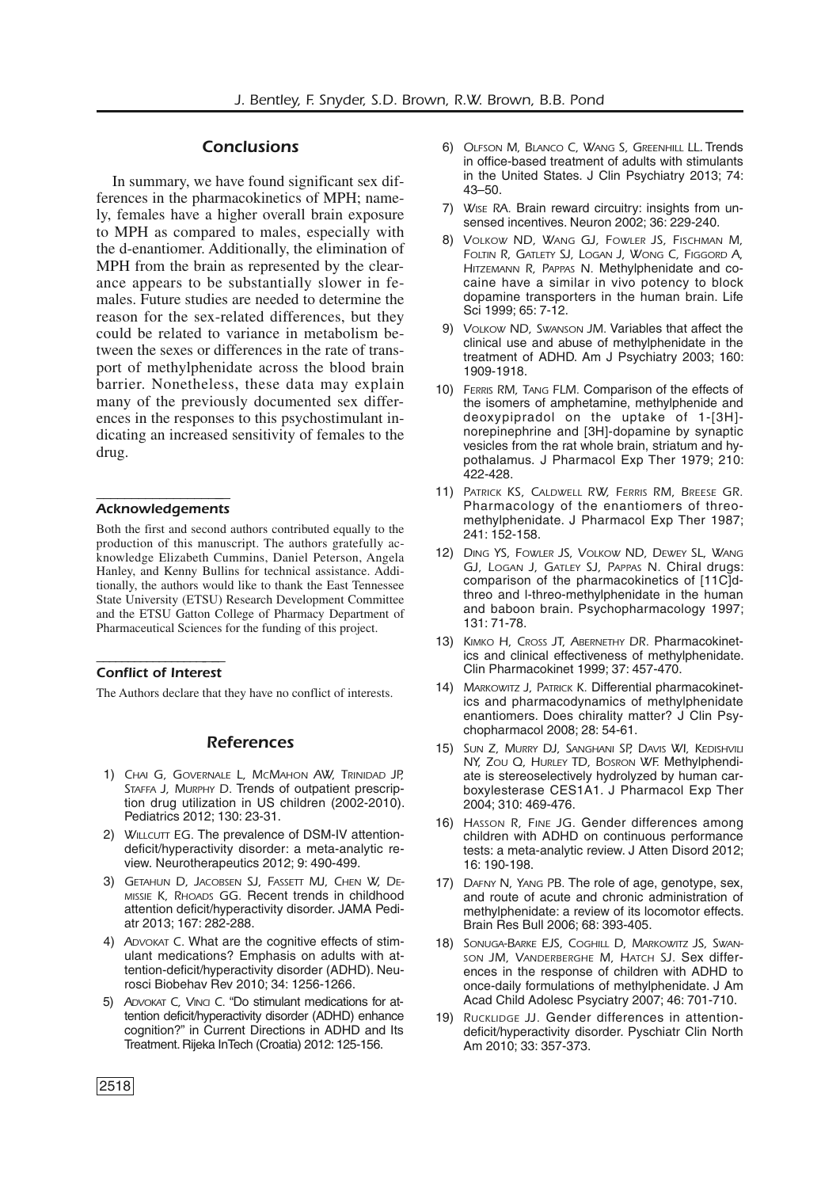## Conclusions

In summary, we have found significant sex differences in the pharmacokinetics of MPH; namely, females have a higher overall brain exposure to MPH as compared to males, especially with the d-enantiomer. Additionally, the elimination of MPH from the brain as represented by the clearance appears to be substantially slower in females. Future studies are needed to determine the reason for the sex-related differences, but they could be related to variance in metabolism between the sexes or differences in the rate of transport of methylphenidate across the blood brain barrier. Nonetheless, these data may explain many of the previously documented sex differences in the responses to this psychostimulant indicating an increased sensitivity of females to the drug.

### Acknowledgements

Both the first and second authors contributed equally to the production of this manuscript. The authors gratefully acknowledge Elizabeth Cummins, Daniel Peterson, Angela Hanley, and Kenny Bullins for technical assistance. Additionally, the authors would like to thank the East Tennessee State University (ETSU) Research Development Committee and the ETSU Gatton College of Pharmacy Department of Pharmaceutical Sciences for the funding of this project.

### Conflict of Interest

The Authors declare that they have no conflict of interests.

## References

1) Chai G, Governale L, McMahon AW, Trinidad JP, Staffa J, Murphy D. Trends of outpatient prescription drug utilization in US children (2002-2010). Pediatrics 2012; 130: 23-31.
2) Willcutt EG. The prevalence of DSM-IV attention-deficit/hyperactivity disorder: a meta-analytic review. Neurotherapeutics 2012; 9: 490-499.
3) Getahun D, Jacobsen SJ, Fassett MJ, Chen W, Demissie K, Rhoads GG. Recent trends in childhood attention deficit/hyperactivity disorder. JAMA Pediatr 2013; 167: 282-288.
4) Advokat C. What are the cognitive effects of stimulant medications? Emphasis on adults with attention-deficit/hyperactivity disorder (ADHD). Neurosci Biobehav Rev 2010; 34: 1256-1266.
5) Advokat C, Vinci C. "Do stimulant medications for attention deficit/hyperactivity disorder (ADHD) enhance cognition?" in Current Directions in ADHD and Its Treatment. Rijeka InTech (Croatia) 2012: 125-156.
6) Olfson M, Blanco C, Wang S, Greenhill LL. Trends in office-based treatment of adults with stimulants in the United States. J Clin Psychiatry 2013; 74: 43–50.
7) Wise RA. Brain reward circuitry: insights from unsensed incentives. Neuron 2002; 36: 229-240.
8) Volkow ND, Wang GJ, Fowler JS, Fischman M, Foltin R, Gatlety SJ, Logan J, Wong C, Figgord A, Hitzemann R, Pappas N. Methylphenidate and cocaine have a similar in vivo potency to block dopamine transporters in the human brain. Life Sci 1999; 65: 7-12.
9) Volkow ND, Swanson JM. Variables that affect the clinical use and abuse of methylphenidate in the treatment of ADHD. Am J Psychiatry 2003; 160: 1909-1918.
10) Ferris RM, Tang FLM. Comparison of the effects of the isomers of amphetamine, methylphenide and deoxypipradol on the uptake of 1-[3H]-norepinephrine and [3H]-dopamine by synaptic vesicles from the rat whole brain, striatum and hypothalamus. J Pharmacol Exp Ther 1979; 210: 422-428.
11) Patrick KS, Caldwell RW, Ferris RM, Breese GR. Pharmacology of the enantiomers of threo-methylphenidate. J Pharmacol Exp Ther 1987; 241: 152-158.
12) Ding YS, Fowler JS, Volkow ND, Dewey SL, Wang GJ, Logan J, Gatley SJ, Pappas N. Chiral drugs: comparison of the pharmacokinetics of [11C]d-threo and l-threo-methylphenidate in the human and baboon brain. Psychopharmacology 1997; 131: 71-78.
13) Kimko H, Cross JT, Abernethy DR. Pharmacokinetics and clinical effectiveness of methylphenidate. Clin Pharmacokinet 1999; 37: 457-470.
14) Markowitz J, Patrick K. Differential pharmacokinetics and pharmacodynamics of methylphenidate enantiomers. Does chirality matter? J Clin Psychopharmacol 2008; 28: 54-61.
15) Sun Z, Murry DJ, Sanghani SP, Davis WI, Kedishvili NY, Zou Q, Hurley TD, Bosron WF. Methylphenidate is stereoselectively hydrolyzed by human carboxylesterase CES1A1. J Pharmacol Exp Ther 2004; 310: 469-476.
16) Hasson R, Fine JG. Gender differences among children with ADHD on continuous performance tests: a meta-analytic review. J Atten Disord 2012; 16: 190-198.
17) Dafny N, Yang PB. The role of age, genotype, sex, and route of acute and chronic administration of methylphenidate: a review of its locomotor effects. Brain Res Bull 2006; 68: 393-405.
18) Sonuga-Barke EJS, Coghill D, Markowitz JS, Swanson JM, Vanderberghe M, Hatch SJ. Sex differences in the response of children with ADHD to once-daily formulations of methylphenidate. J Am Acad Child Adolesc Psyciatry 2007; 46: 701-710.
19) Rucklidge JJ. Gender differences in attention-deficit/hyperactivity disorder. Pyschiatr Clin North Am 2010; 33: 357-373.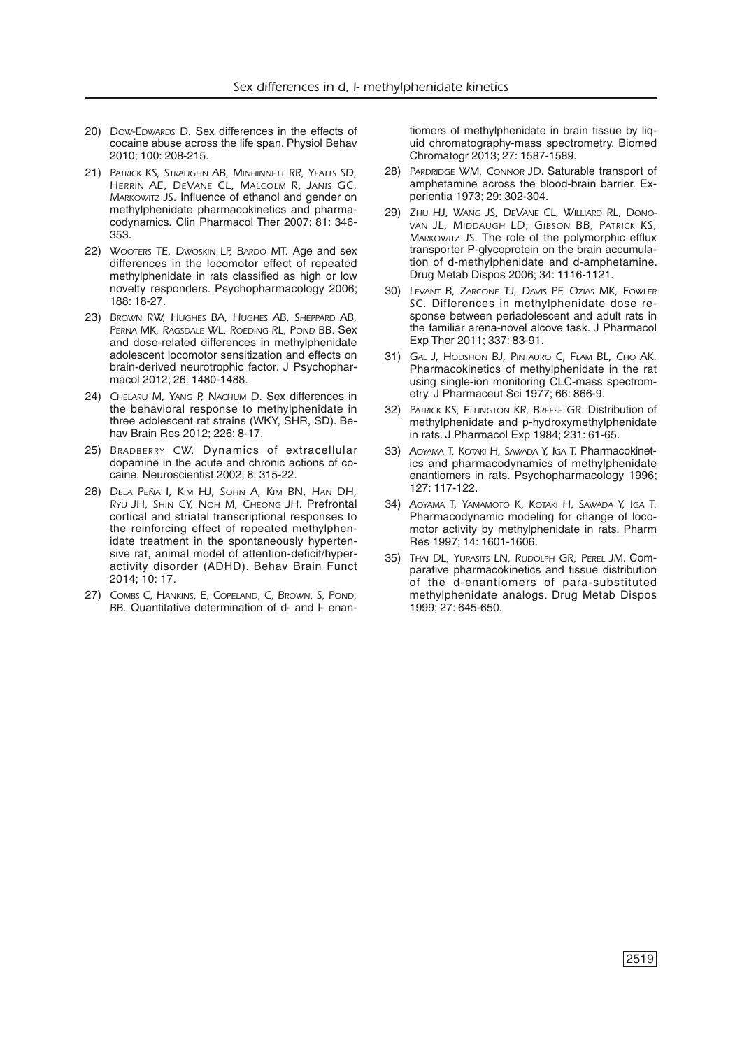20) Dow-Edwards D. Sex differences in the effects of cocaine abuse across the life span. Physiol Behav 2010; 100: 208-215.

21) Patrick KS, Straughn AB, Minhinnett RR, Yeatts SD, Herrin AE, DeVane CL, Malcolm R, Janis GC, Markowitz JS. Influence of ethanol and gender on methylphenidate pharmacokinetics and pharmacodynamics. Clin Pharmacol Ther 2007; 81: 346-353.

22) Wooters TE, Dwoskin LP, Bardo MT. Age and sex differences in the locomotor effect of repeated methylphenidate in rats classified as high or low novelty responders. Psychopharmacology 2006; 188: 18-27.

23) Brown RW, Hughes BA, Hughes AB, Sheppard AB, Perna MK, Ragsdale WL, Roeding RL, Pond BB. Sex and dose-related differences in methylphenidate adolescent locomotor sensitization and effects on brain-derived neurotrophic factor. J Psychopharmacol 2012; 26: 1480-1488.

24) Chelaru M, Yang P, Nachum D. Sex differences in the behavioral response to methylphenidate in three adolescent rat strains (WKY, SHR, SD). Behav Brain Res 2012; 226: 8-17.

25) Bradberry CW. Dynamics of extracellular dopamine in the acute and chronic actions of cocaine. Neuroscientist 2002; 8: 315-22.

26) Dela Peña I, Kim HJ, Sohn A, Kim BN, Han DH, Ryu JH, Shin CY, Noh M, Cheong JH. Prefrontal cortical and striatal transcriptional responses to the reinforcing effect of repeated methylphenidate treatment in the spontaneously hypertensive rat, animal model of attention-deficit/hyperactivity disorder (ADHD). Behav Brain Funct 2014; 10: 17.

27) Combs C, Hankins, E, Copeland, C, Brown, S, Pond, BB. Quantitative determination of d- and l- enantiomers of methylphenidate in brain tissue by liquid chromatography-mass spectrometry. Biomed Chromatogr 2013; 27: 1587-1589.

28) Pardridge WM, Connor JD. Saturable transport of amphetamine across the blood-brain barrier. Experientia 1973; 29: 302-304.

29) Zhu HJ, Wang JS, DeVane CL, Williard RL, Donovan JL, Middaugh LD, Gibson BB, Patrick KS, Markowitz JS. The role of the polymorphic efflux transporter P-glycoprotein on the brain accumulation of d-methylphenidate and d-amphetamine. Drug Metab Dispos 2006; 34: 1116-1121.

30) Levant B, Zarcone TJ, Davis PF, Ozias MK, Fowler SC. Differences in methylphenidate dose response between periadolescent and adult rats in the familiar arena-novel alcove task. J Pharmacol Exp Ther 2011; 337: 83-91.

31) Gal J, Hodshon BJ, Pintauro C, Flam BL, Cho AK. Pharmacokinetics of methylphenidate in the rat using single-ion monitoring CLC-mass spectrometry. J Pharmaceut Sci 1977; 66: 866-9.

32) Patrick KS, Ellington KR, Breese GR. Distribution of methylphenidate and p-hydroxymethylphenidate in rats. J Pharmacol Exp 1984; 231: 61-65.

33) Aoyama T, Kotaki H, Sawada Y, Iga T. Pharmacokinetics and pharmacodynamics of methylphenidate enantiomers in rats. Psychopharmacology 1996; 127: 117-122.

34) Aoyama T, Yamamoto K, Kotaki H, Sawada Y, Iga T. Pharmacodynamic modeling for change of locomotor activity by methylphenidate in rats. Pharm Res 1997; 14: 1601-1606.

35) Thai DL, Yurasits LN, Rudolph GR, Perel JM. Comparative pharmacokinetics and tissue distribution of the d-enantiomers of para-substituted methylphenidate analogs. Drug Metab Dispos 1999; 27: 645-650.